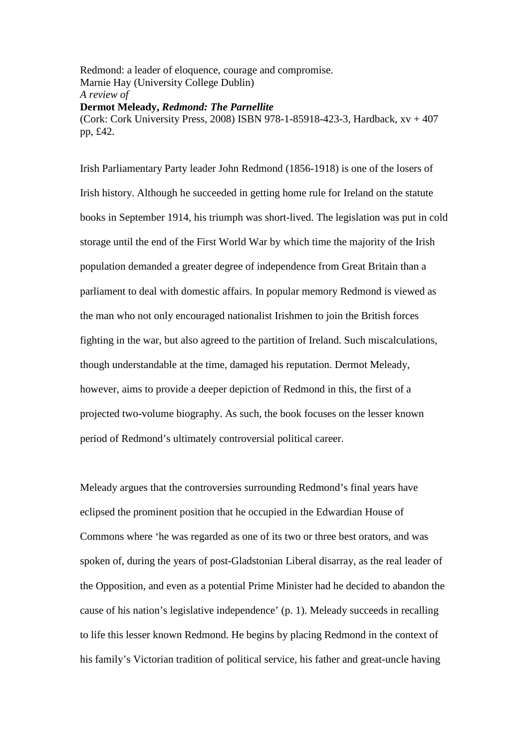Redmond: a leader of eloquence, courage and compromise.
Marnie Hay (University College Dublin)
*A review of*
**Dermot Meleady, *Redmond: The Parnellite***
(Cork: Cork University Press, 2008) ISBN 978-1-85918-423-3, Hardback, xv + 407 pp, £42.

Irish Parliamentary Party leader John Redmond (1856-1918) is one of the losers of Irish history. Although he succeeded in getting home rule for Ireland on the statute books in September 1914, his triumph was short-lived. The legislation was put in cold storage until the end of the First World War by which time the majority of the Irish population demanded a greater degree of independence from Great Britain than a parliament to deal with domestic affairs. In popular memory Redmond is viewed as the man who not only encouraged nationalist Irishmen to join the British forces fighting in the war, but also agreed to the partition of Ireland. Such miscalculations, though understandable at the time, damaged his reputation. Dermot Meleady, however, aims to provide a deeper depiction of Redmond in this, the first of a projected two-volume biography. As such, the book focuses on the lesser known period of Redmond's ultimately controversial political career.

Meleady argues that the controversies surrounding Redmond's final years have eclipsed the prominent position that he occupied in the Edwardian House of Commons where 'he was regarded as one of its two or three best orators, and was spoken of, during the years of post-Gladstonian Liberal disarray, as the real leader of the Opposition, and even as a potential Prime Minister had he decided to abandon the cause of his nation's legislative independence' (p. 1). Meleady succeeds in recalling to life this lesser known Redmond. He begins by placing Redmond in the context of his family's Victorian tradition of political service, his father and great-uncle having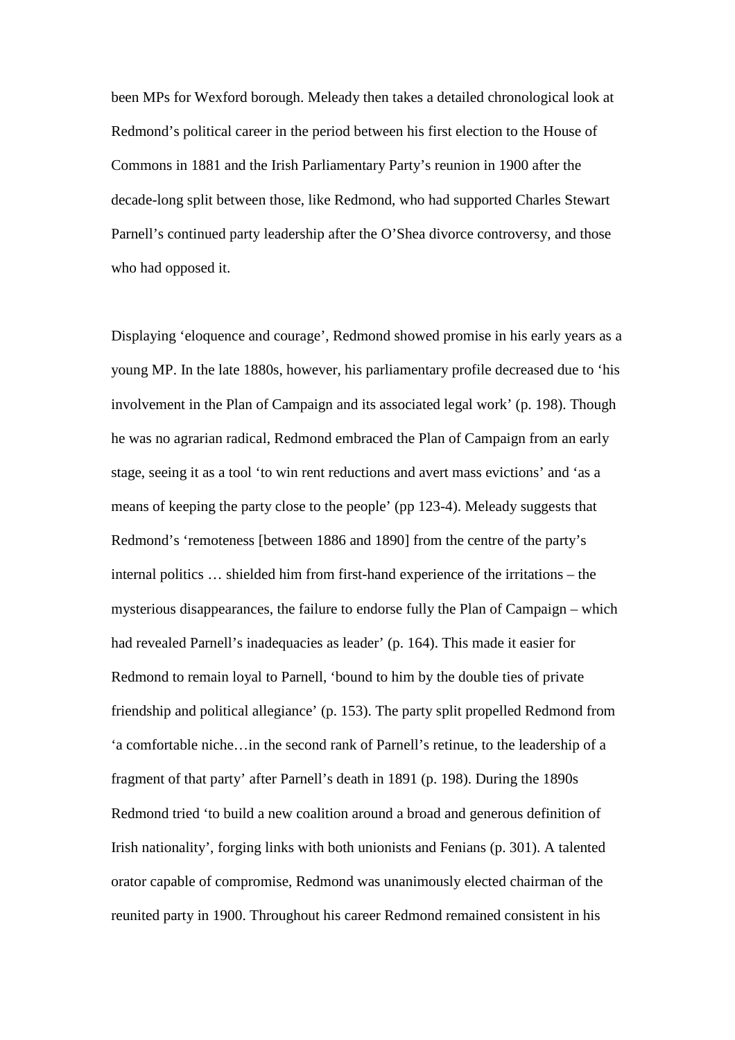been MPs for Wexford borough. Meleady then takes a detailed chronological look at Redmond's political career in the period between his first election to the House of Commons in 1881 and the Irish Parliamentary Party's reunion in 1900 after the decade-long split between those, like Redmond, who had supported Charles Stewart Parnell's continued party leadership after the O'Shea divorce controversy, and those who had opposed it.

Displaying 'eloquence and courage', Redmond showed promise in his early years as a young MP. In the late 1880s, however, his parliamentary profile decreased due to 'his involvement in the Plan of Campaign and its associated legal work' (p. 198). Though he was no agrarian radical, Redmond embraced the Plan of Campaign from an early stage, seeing it as a tool 'to win rent reductions and avert mass evictions' and 'as a means of keeping the party close to the people' (pp 123-4). Meleady suggests that Redmond's 'remoteness [between 1886 and 1890] from the centre of the party's internal politics … shielded him from first-hand experience of the irritations – the mysterious disappearances, the failure to endorse fully the Plan of Campaign – which had revealed Parnell's inadequacies as leader' (p. 164). This made it easier for Redmond to remain loyal to Parnell, 'bound to him by the double ties of private friendship and political allegiance' (p. 153). The party split propelled Redmond from 'a comfortable niche…in the second rank of Parnell's retinue, to the leadership of a fragment of that party' after Parnell's death in 1891 (p. 198). During the 1890s Redmond tried 'to build a new coalition around a broad and generous definition of Irish nationality', forging links with both unionists and Fenians (p. 301). A talented orator capable of compromise, Redmond was unanimously elected chairman of the reunited party in 1900. Throughout his career Redmond remained consistent in his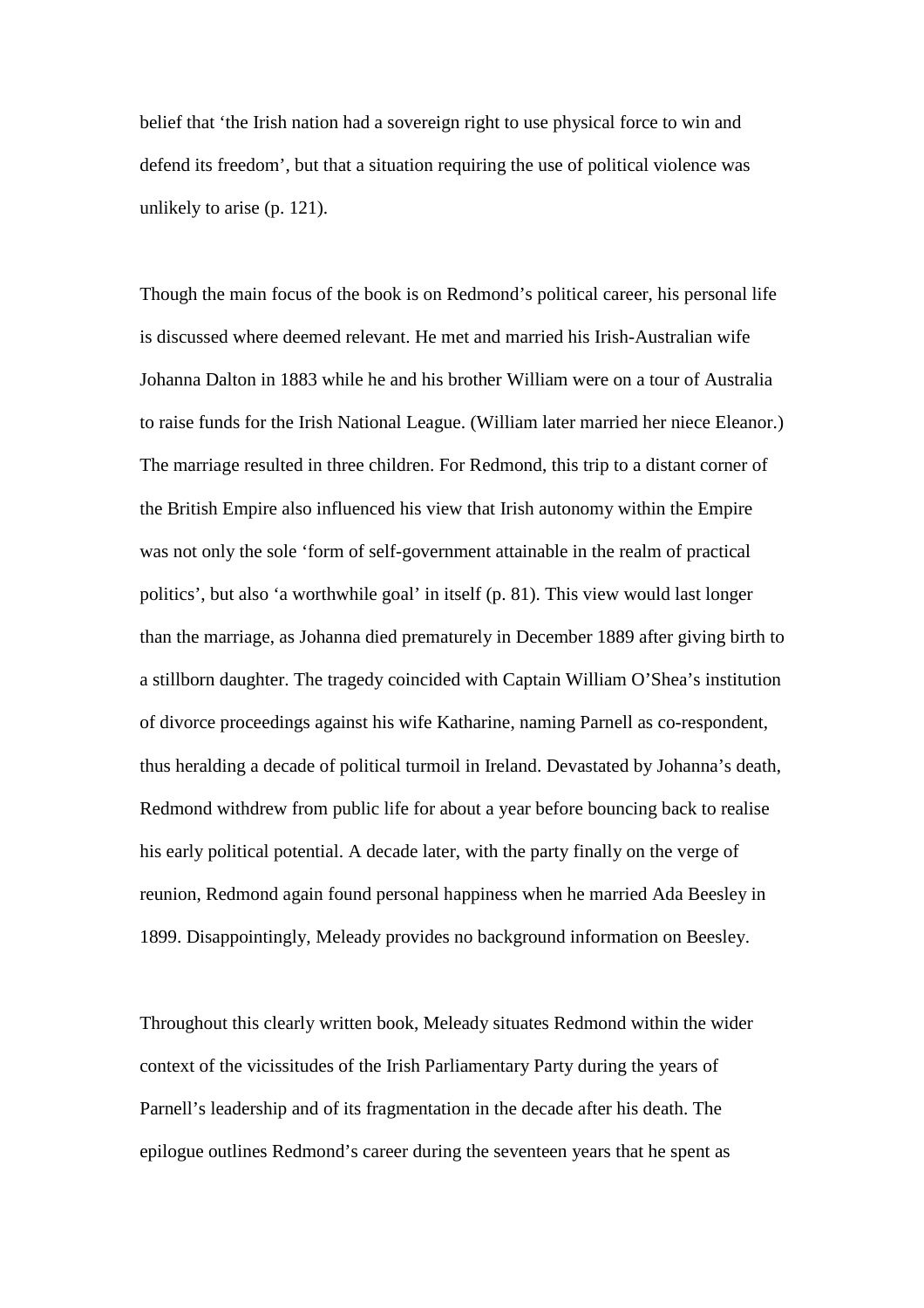belief that 'the Irish nation had a sovereign right to use physical force to win and defend its freedom', but that a situation requiring the use of political violence was unlikely to arise (p. 121).

Though the main focus of the book is on Redmond's political career, his personal life is discussed where deemed relevant. He met and married his Irish-Australian wife Johanna Dalton in 1883 while he and his brother William were on a tour of Australia to raise funds for the Irish National League. (William later married her niece Eleanor.) The marriage resulted in three children. For Redmond, this trip to a distant corner of the British Empire also influenced his view that Irish autonomy within the Empire was not only the sole 'form of self-government attainable in the realm of practical politics', but also 'a worthwhile goal' in itself (p. 81). This view would last longer than the marriage, as Johanna died prematurely in December 1889 after giving birth to a stillborn daughter. The tragedy coincided with Captain William O'Shea's institution of divorce proceedings against his wife Katharine, naming Parnell as co-respondent, thus heralding a decade of political turmoil in Ireland. Devastated by Johanna's death, Redmond withdrew from public life for about a year before bouncing back to realise his early political potential. A decade later, with the party finally on the verge of reunion, Redmond again found personal happiness when he married Ada Beesley in 1899. Disappointingly, Meleady provides no background information on Beesley.

Throughout this clearly written book, Meleady situates Redmond within the wider context of the vicissitudes of the Irish Parliamentary Party during the years of Parnell's leadership and of its fragmentation in the decade after his death. The epilogue outlines Redmond's career during the seventeen years that he spent as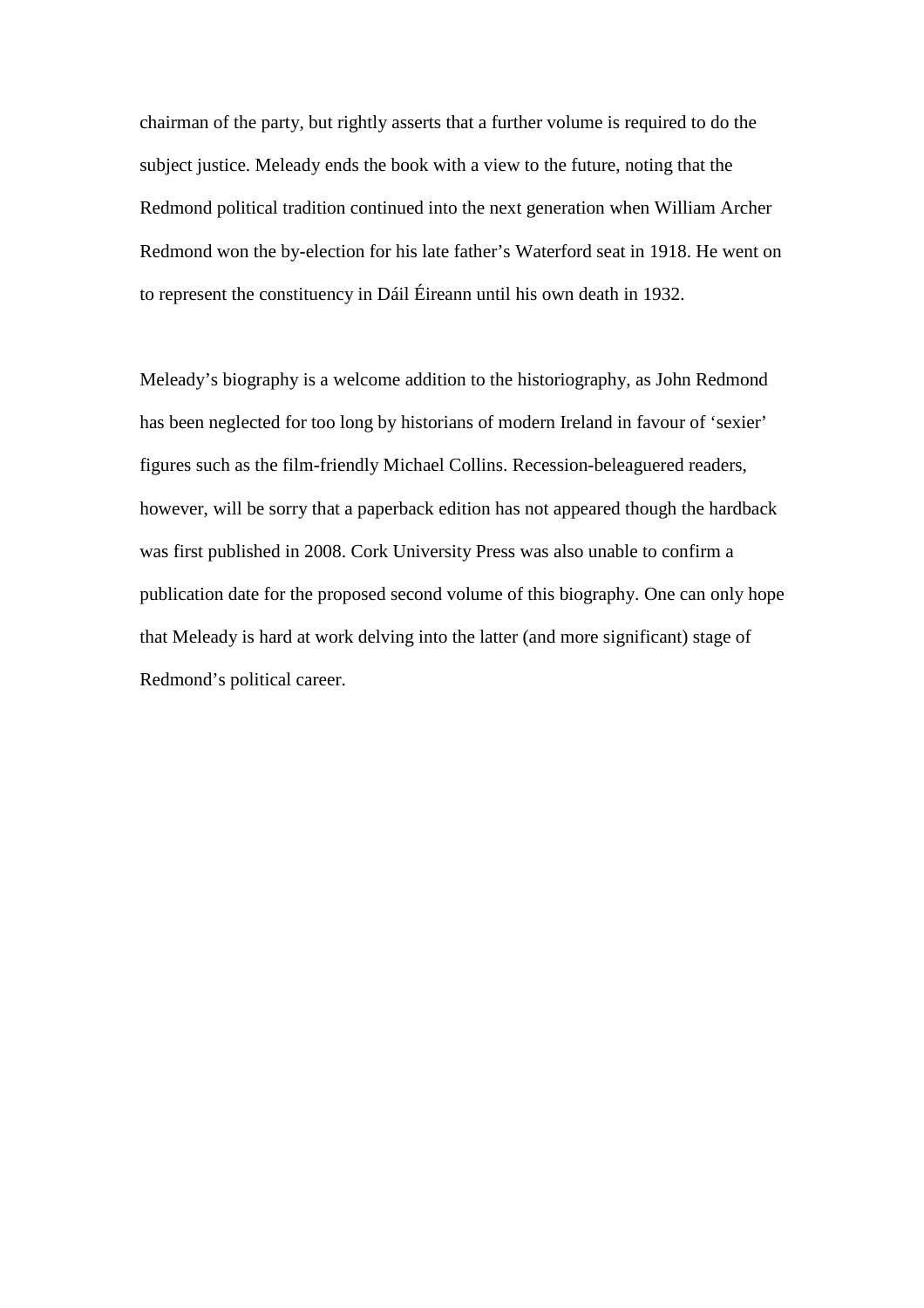chairman of the party, but rightly asserts that a further volume is required to do the subject justice. Meleady ends the book with a view to the future, noting that the Redmond political tradition continued into the next generation when William Archer Redmond won the by-election for his late father's Waterford seat in 1918. He went on to represent the constituency in Dáil Éireann until his own death in 1932.

Meleady's biography is a welcome addition to the historiography, as John Redmond has been neglected for too long by historians of modern Ireland in favour of 'sexier' figures such as the film-friendly Michael Collins. Recession-beleaguered readers, however, will be sorry that a paperback edition has not appeared though the hardback was first published in 2008. Cork University Press was also unable to confirm a publication date for the proposed second volume of this biography. One can only hope that Meleady is hard at work delving into the latter (and more significant) stage of Redmond's political career.